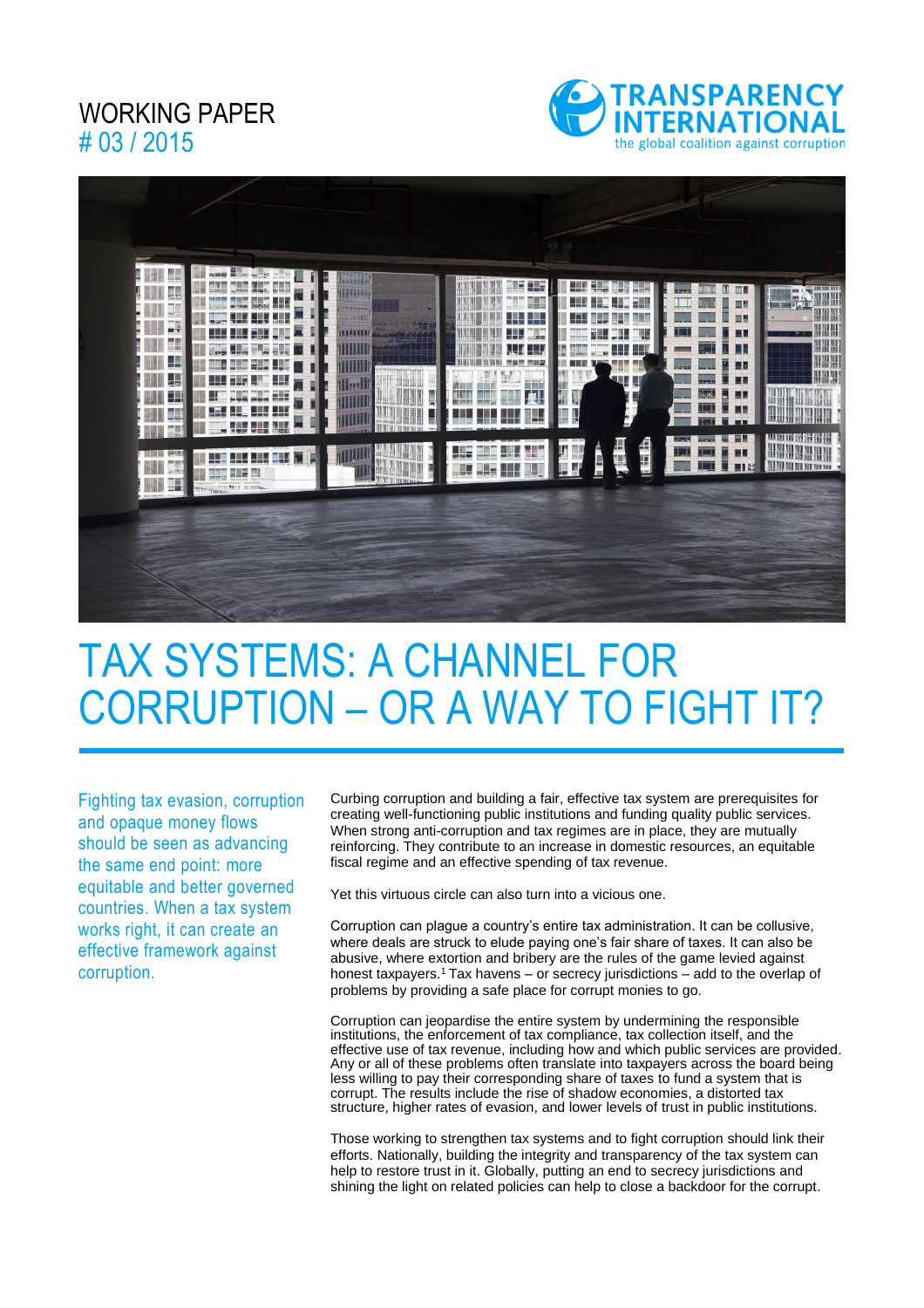WORKING PAPER
# 03 / 2015

TRANSPARENCY INTERNATIONAL
the global coalition against corruption

# TAX SYSTEMS: A CHANNEL FOR CORRUPTION – OR A WAY TO FIGHT IT?

Fighting tax evasion, corruption and opaque money flows should be seen as advancing the same end point: more equitable and better governed countries. When a tax system works right, it can create an effective framework against corruption.

Curbing corruption and building a fair, effective tax system are prerequisites for creating well-functioning public institutions and funding quality public services. When strong anti-corruption and tax regimes are in place, they are mutually reinforcing. They contribute to an increase in domestic resources, an equitable fiscal regime and an effective spending of tax revenue.

Yet this virtuous circle can also turn into a vicious one.

Corruption can plague a country's entire tax administration. It can be collusive, where deals are struck to elude paying one's fair share of taxes. It can also be abusive, where extortion and bribery are the rules of the game levied against honest taxpayers.[1] Tax havens – or secrecy jurisdictions – add to the overlap of problems by providing a safe place for corrupt monies to go.

Corruption can jeopardise the entire system by undermining the responsible institutions, the enforcement of tax compliance, tax collection itself, and the effective use of tax revenue, including how and which public services are provided. Any or all of these problems often translate into taxpayers across the board being less willing to pay their corresponding share of taxes to fund a system that is corrupt. The results include the rise of shadow economies, a distorted tax structure, higher rates of evasion, and lower levels of trust in public institutions.

Those working to strengthen tax systems and to fight corruption should link their efforts. Nationally, building the integrity and transparency of the tax system can help to restore trust in it. Globally, putting an end to secrecy jurisdictions and shining the light on related policies can help to close a backdoor for the corrupt.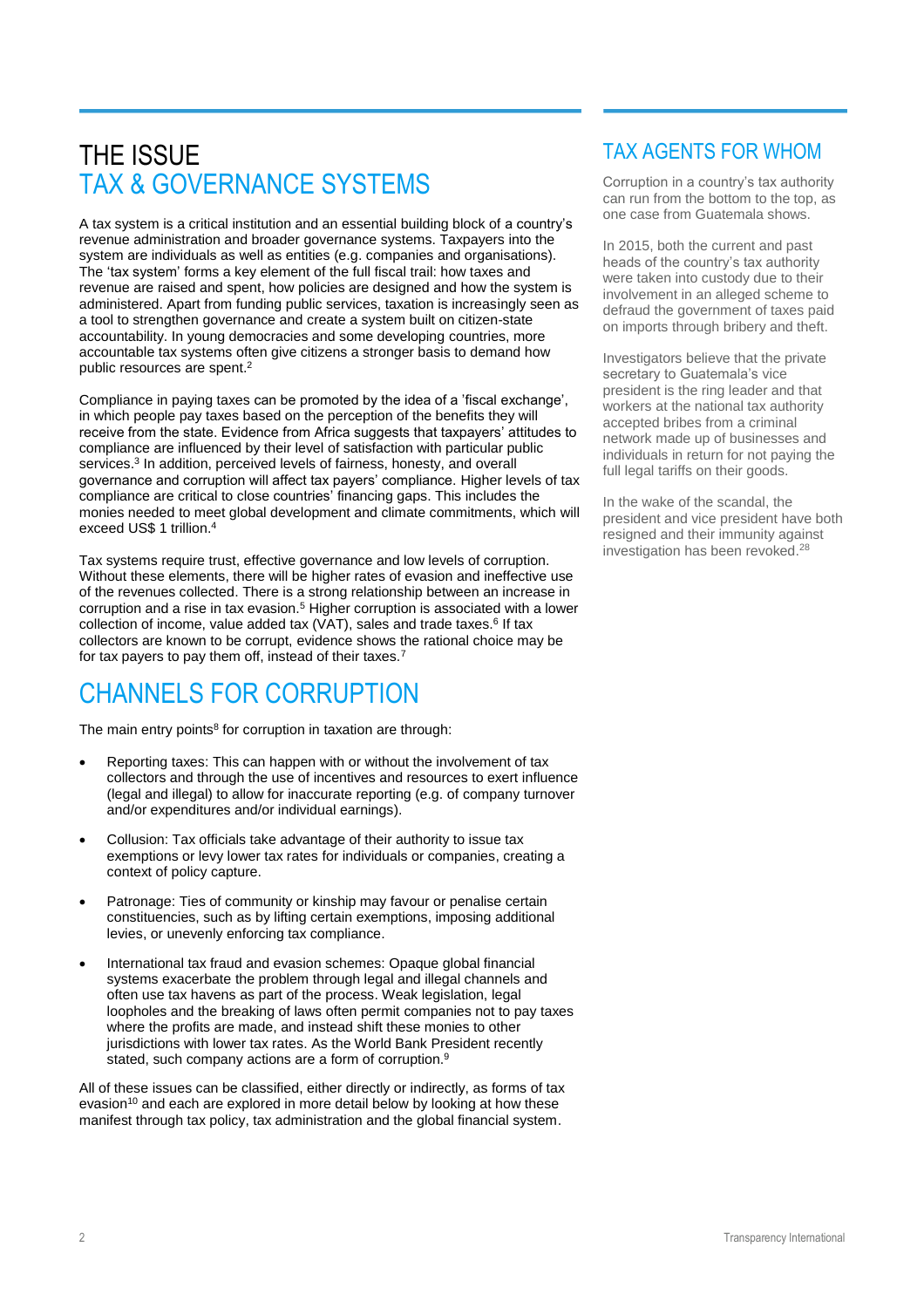# THE ISSUE
## TAX & GOVERNANCE SYSTEMS

A tax system is a critical institution and an essential building block of a country's revenue administration and broader governance systems. Taxpayers into the system are individuals as well as entities (e.g. companies and organisations). The 'tax system' forms a key element of the full fiscal trail: how taxes and revenue are raised and spent, how policies are designed and how the system is administered. Apart from funding public services, taxation is increasingly seen as a tool to strengthen governance and create a system built on citizen-state accountability. In young democracies and some developing countries, more accountable tax systems often give citizens a stronger basis to demand how public resources are spent.[2]

Compliance in paying taxes can be promoted by the idea of a 'fiscal exchange', in which people pay taxes based on the perception of the benefits they will receive from the state. Evidence from Africa suggests that taxpayers' attitudes to compliance are influenced by their level of satisfaction with particular public services.[3] In addition, perceived levels of fairness, honesty, and overall governance and corruption will affect tax payers' compliance. Higher levels of tax compliance are critical to close countries' financing gaps. This includes the monies needed to meet global development and climate commitments, which will exceed US$ 1 trillion.[4]

Tax systems require trust, effective governance and low levels of corruption. Without these elements, there will be higher rates of evasion and ineffective use of the revenues collected. There is a strong relationship between an increase in corruption and a rise in tax evasion.[5] Higher corruption is associated with a lower collection of income, value added tax (VAT), sales and trade taxes.[6] If tax collectors are known to be corrupt, evidence shows the rational choice may be for tax payers to pay them off, instead of their taxes.[7]

## CHANNELS FOR CORRUPTION

The main entry points[8] for corruption in taxation are through:

- Reporting taxes: This can happen with or without the involvement of tax collectors and through the use of incentives and resources to exert influence (legal and illegal) to allow for inaccurate reporting (e.g. of company turnover and/or expenditures and/or individual earnings).
- Collusion: Tax officials take advantage of their authority to issue tax exemptions or levy lower tax rates for individuals or companies, creating a context of policy capture.
- Patronage: Ties of community or kinship may favour or penalise certain constituencies, such as by lifting certain exemptions, imposing additional levies, or unevenly enforcing tax compliance.
- International tax fraud and evasion schemes: Opaque global financial systems exacerbate the problem through legal and illegal channels and often use tax havens as part of the process. Weak legislation, legal loopholes and the breaking of laws often permit companies not to pay taxes where the profits are made, and instead shift these monies to other jurisdictions with lower tax rates. As the World Bank President recently stated, such company actions are a form of corruption.[9]

All of these issues can be classified, either directly or indirectly, as forms of tax evasion[10] and each are explored in more detail below by looking at how these manifest through tax policy, tax administration and the global financial system.

## TAX AGENTS FOR WHOM

Corruption in a country's tax authority can run from the bottom to the top, as one case from Guatemala shows.

In 2015, both the current and past heads of the country's tax authority were taken into custody due to their involvement in an alleged scheme to defraud the government of taxes paid on imports through bribery and theft.

Investigators believe that the private secretary to Guatemala's vice president is the ring leader and that workers at the national tax authority accepted bribes from a criminal network made up of businesses and individuals in return for not paying the full legal tariffs on their goods.

In the wake of the scandal, the president and vice president have both resigned and their immunity against investigation has been revoked.[28]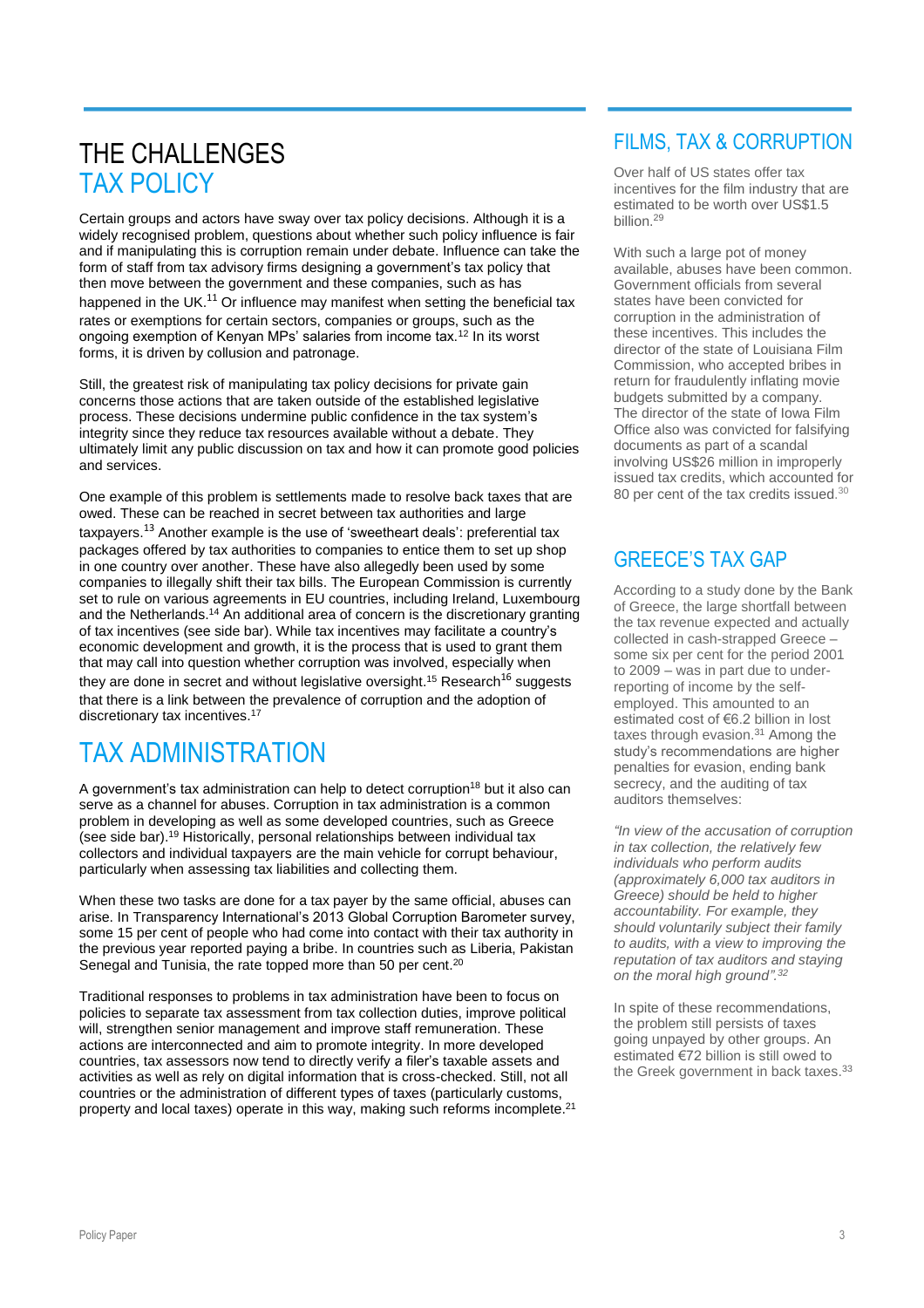# THE CHALLENGES
## TAX POLICY

Certain groups and actors have sway over tax policy decisions. Although it is a widely recognised problem, questions about whether such policy influence is fair and if manipulating this is corruption remain under debate. Influence can take the form of staff from tax advisory firms designing a government's tax policy that then move between the government and these companies, such as has happened in the UK.[11] Or influence may manifest when setting the beneficial tax rates or exemptions for certain sectors, companies or groups, such as the ongoing exemption of Kenyan MPs' salaries from income tax.[12] In its worst forms, it is driven by collusion and patronage.

Still, the greatest risk of manipulating tax policy decisions for private gain concerns those actions that are taken outside of the established legislative process. These decisions undermine public confidence in the tax system's integrity since they reduce tax resources available without a debate. They ultimately limit any public discussion on tax and how it can promote good policies and services.

One example of this problem is settlements made to resolve back taxes that are owed. These can be reached in secret between tax authorities and large taxpayers.[13] Another example is the use of 'sweetheart deals': preferential tax packages offered by tax authorities to companies to entice them to set up shop in one country over another. These have also allegedly been used by some companies to illegally shift their tax bills. The European Commission is currently set to rule on various agreements in EU countries, including Ireland, Luxembourg and the Netherlands.[14] An additional area of concern is the discretionary granting of tax incentives (see side bar). While tax incentives may facilitate a country's economic development and growth, it is the process that is used to grant them that may call into question whether corruption was involved, especially when they are done in secret and without legislative oversight.[15] Research[16] suggests that there is a link between the prevalence of corruption and the adoption of discretionary tax incentives.[17]

## TAX ADMINISTRATION

A government's tax administration can help to detect corruption[18] but it also can serve as a channel for abuses. Corruption in tax administration is a common problem in developing as well as some developed countries, such as Greece (see side bar).[19] Historically, personal relationships between individual tax collectors and individual taxpayers are the main vehicle for corrupt behaviour, particularly when assessing tax liabilities and collecting them.

When these two tasks are done for a tax payer by the same official, abuses can arise. In Transparency International's 2013 Global Corruption Barometer survey, some 15 per cent of people who had come into contact with their tax authority in the previous year reported paying a bribe. In countries such as Liberia, Pakistan Senegal and Tunisia, the rate topped more than 50 per cent.[20]

Traditional responses to problems in tax administration have been to focus on policies to separate tax assessment from tax collection duties, improve political will, strengthen senior management and improve staff remuneration. These actions are interconnected and aim to promote integrity. In more developed countries, tax assessors now tend to directly verify a filer's taxable assets and activities as well as rely on digital information that is cross-checked. Still, not all countries or the administration of different types of taxes (particularly customs, property and local taxes) operate in this way, making such reforms incomplete.[21]

## FILMS, TAX & CORRUPTION

Over half of US states offer tax incentives for the film industry that are estimated to be worth over US$1.5 billion.[29]

With such a large pot of money available, abuses have been common. Government officials from several states have been convicted for corruption in the administration of these incentives. This includes the director of the state of Louisiana Film Commission, who accepted bribes in return for fraudulently inflating movie budgets submitted by a company. The director of the state of Iowa Film Office also was convicted for falsifying documents as part of a scandal involving US$26 million in improperly issued tax credits, which accounted for 80 per cent of the tax credits issued.[30]

## GREECE'S TAX GAP

According to a study done by the Bank of Greece, the large shortfall between the tax revenue expected and actually collected in cash-strapped Greece – some six per cent for the period 2001 to 2009 – was in part due to under-reporting of income by the self-employed. This amounted to an estimated cost of €6.2 billion in lost taxes through evasion.[31] Among the study's recommendations are higher penalties for evasion, ending bank secrecy, and the auditing of tax auditors themselves:

*"In view of the accusation of corruption in tax collection, the relatively few individuals who perform audits (approximately 6,000 tax auditors in Greece) should be held to higher accountability. For example, they should voluntarily subject their family to audits, with a view to improving the reputation of tax auditors and staying on the moral high ground".*[32]

In spite of these recommendations, the problem still persists of taxes going unpayed by other groups. An estimated €72 billion is still owed to the Greek government in back taxes.[33]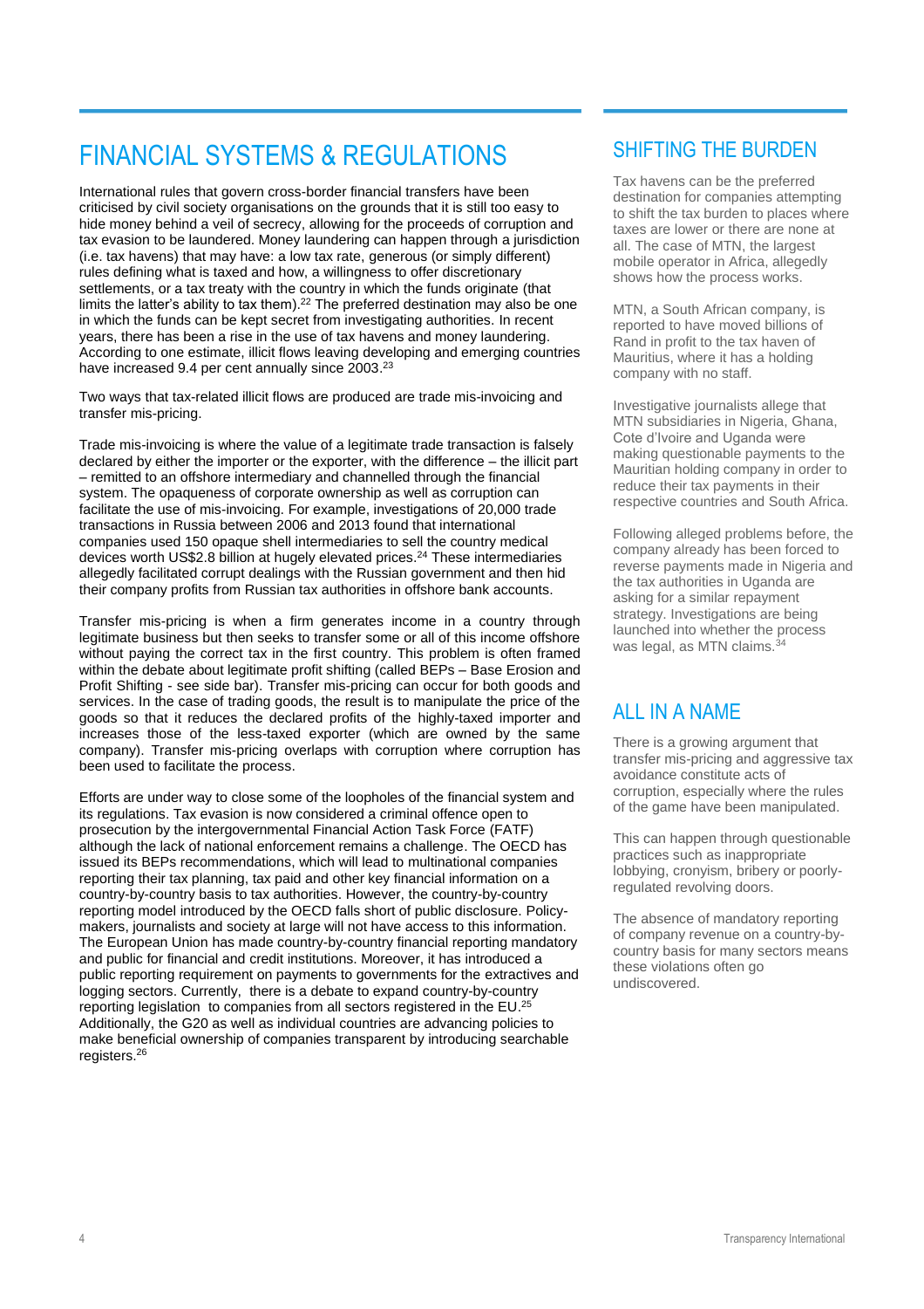# FINANCIAL SYSTEMS & REGULATIONS

International rules that govern cross-border financial transfers have been criticised by civil society organisations on the grounds that it is still too easy to hide money behind a veil of secrecy, allowing for the proceeds of corruption and tax evasion to be laundered. Money laundering can happen through a jurisdiction (i.e. tax havens) that may have: a low tax rate, generous (or simply different) rules defining what is taxed and how, a willingness to offer discretionary settlements, or a tax treaty with the country in which the funds originate (that limits the latter's ability to tax them).[22] The preferred destination may also be one in which the funds can be kept secret from investigating authorities. In recent years, there has been a rise in the use of tax havens and money laundering. According to one estimate, illicit flows leaving developing and emerging countries have increased 9.4 per cent annually since 2003.[23]

Two ways that tax-related illicit flows are produced are trade mis-invoicing and transfer mis-pricing.

Trade mis-invoicing is where the value of a legitimate trade transaction is falsely declared by either the importer or the exporter, with the difference – the illicit part – remitted to an offshore intermediary and channelled through the financial system. The opaqueness of corporate ownership as well as corruption can facilitate the use of mis-invoicing. For example, investigations of 20,000 trade transactions in Russia between 2006 and 2013 found that international companies used 150 opaque shell intermediaries to sell the country medical devices worth US$2.8 billion at hugely elevated prices.[24] These intermediaries allegedly facilitated corrupt dealings with the Russian government and then hid their company profits from Russian tax authorities in offshore bank accounts.

Transfer mis-pricing is when a firm generates income in a country through legitimate business but then seeks to transfer some or all of this income offshore without paying the correct tax in the first country. This problem is often framed within the debate about legitimate profit shifting (called BEPs – Base Erosion and Profit Shifting - see side bar). Transfer mis-pricing can occur for both goods and services. In the case of trading goods, the result is to manipulate the price of the goods so that it reduces the declared profits of the highly-taxed importer and increases those of the less-taxed exporter (which are owned by the same company). Transfer mis-pricing overlaps with corruption where corruption has been used to facilitate the process.

Efforts are under way to close some of the loopholes of the financial system and its regulations. Tax evasion is now considered a criminal offence open to prosecution by the intergovernmental Financial Action Task Force (FATF) although the lack of national enforcement remains a challenge. The OECD has issued its BEPs recommendations, which will lead to multinational companies reporting their tax planning, tax paid and other key financial information on a country-by-country basis to tax authorities. However, the country-by-country reporting model introduced by the OECD falls short of public disclosure. Policy-makers, journalists and society at large will not have access to this information. The European Union has made country-by-country financial reporting mandatory and public for financial and credit institutions. Moreover, it has introduced a public reporting requirement on payments to governments for the extractives and logging sectors. Currently, there is a debate to expand country-by-country reporting legislation to companies from all sectors registered in the EU.[25] Additionally, the G20 as well as individual countries are advancing policies to make beneficial ownership of companies transparent by introducing searchable registers.[26]

## SHIFTING THE BURDEN

Tax havens can be the preferred destination for companies attempting to shift the tax burden to places where taxes are lower or there are none at all. The case of MTN, the largest mobile operator in Africa, allegedly shows how the process works.

MTN, a South African company, is reported to have moved billions of Rand in profit to the tax haven of Mauritius, where it has a holding company with no staff.

Investigative journalists allege that MTN subsidiaries in Nigeria, Ghana, Cote d'Ivoire and Uganda were making questionable payments to the Mauritian holding company in order to reduce their tax payments in their respective countries and South Africa.

Following alleged problems before, the company already has been forced to reverse payments made in Nigeria and the tax authorities in Uganda are asking for a similar repayment strategy. Investigations are being launched into whether the process was legal, as MTN claims.[34]

## ALL IN A NAME

There is a growing argument that transfer mis-pricing and aggressive tax avoidance constitute acts of corruption, especially where the rules of the game have been manipulated.

This can happen through questionable practices such as inappropriate lobbying, cronyism, bribery or poorly-regulated revolving doors.

The absence of mandatory reporting of company revenue on a country-by-country basis for many sectors means these violations often go undiscovered.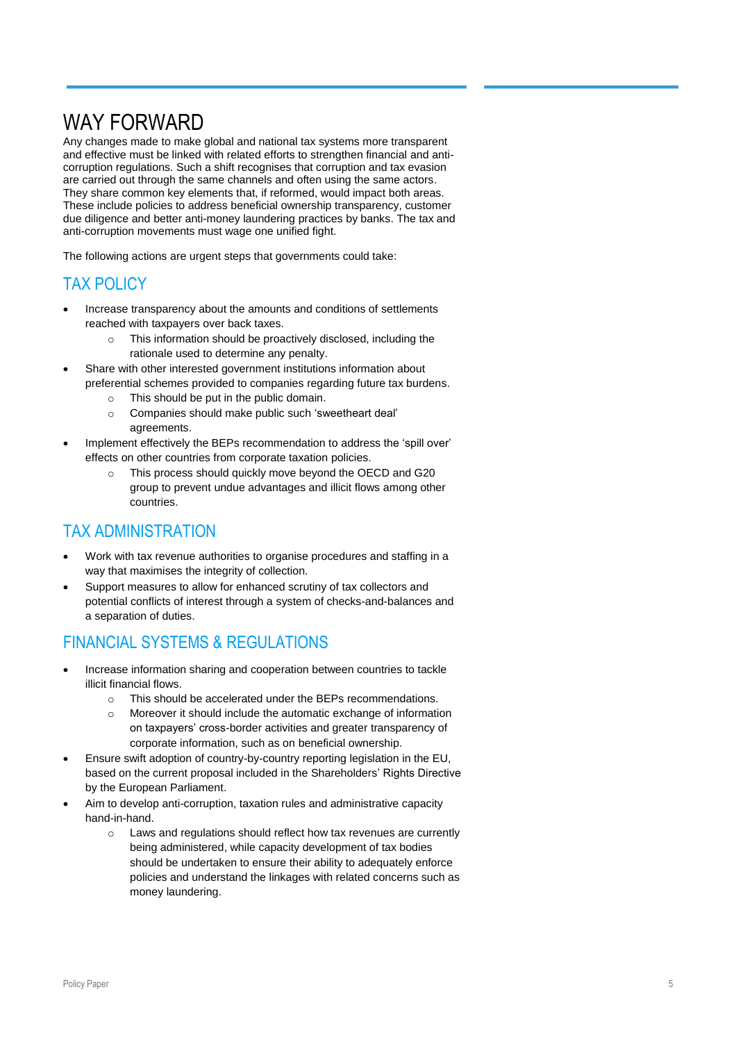# WAY FORWARD

Any changes made to make global and national tax systems more transparent and effective must be linked with related efforts to strengthen financial and anti-corruption regulations. Such a shift recognises that corruption and tax evasion are carried out through the same channels and often using the same actors. They share common key elements that, if reformed, would impact both areas. These include policies to address beneficial ownership transparency, customer due diligence and better anti-money laundering practices by banks. The tax and anti-corruption movements must wage one unified fight.

The following actions are urgent steps that governments could take:

## TAX POLICY

- Increase transparency about the amounts and conditions of settlements reached with taxpayers over back taxes.
  - This information should be proactively disclosed, including the rationale used to determine any penalty.
- Share with other interested government institutions information about preferential schemes provided to companies regarding future tax burdens.
  - This should be put in the public domain.
  - Companies should make public such 'sweetheart deal' agreements.
- Implement effectively the BEPs recommendation to address the 'spill over' effects on other countries from corporate taxation policies.
  - This process should quickly move beyond the OECD and G20 group to prevent undue advantages and illicit flows among other countries.

## TAX ADMINISTRATION

- Work with tax revenue authorities to organise procedures and staffing in a way that maximises the integrity of collection.
- Support measures to allow for enhanced scrutiny of tax collectors and potential conflicts of interest through a system of checks-and-balances and a separation of duties.

## FINANCIAL SYSTEMS & REGULATIONS

- Increase information sharing and cooperation between countries to tackle illicit financial flows.
  - This should be accelerated under the BEPs recommendations.
  - Moreover it should include the automatic exchange of information on taxpayers' cross-border activities and greater transparency of corporate information, such as on beneficial ownership.
- Ensure swift adoption of country-by-country reporting legislation in the EU, based on the current proposal included in the Shareholders' Rights Directive by the European Parliament.
- Aim to develop anti-corruption, taxation rules and administrative capacity hand-in-hand.
  - Laws and regulations should reflect how tax revenues are currently being administered, while capacity development of tax bodies should be undertaken to ensure their ability to adequately enforce policies and understand the linkages with related concerns such as money laundering.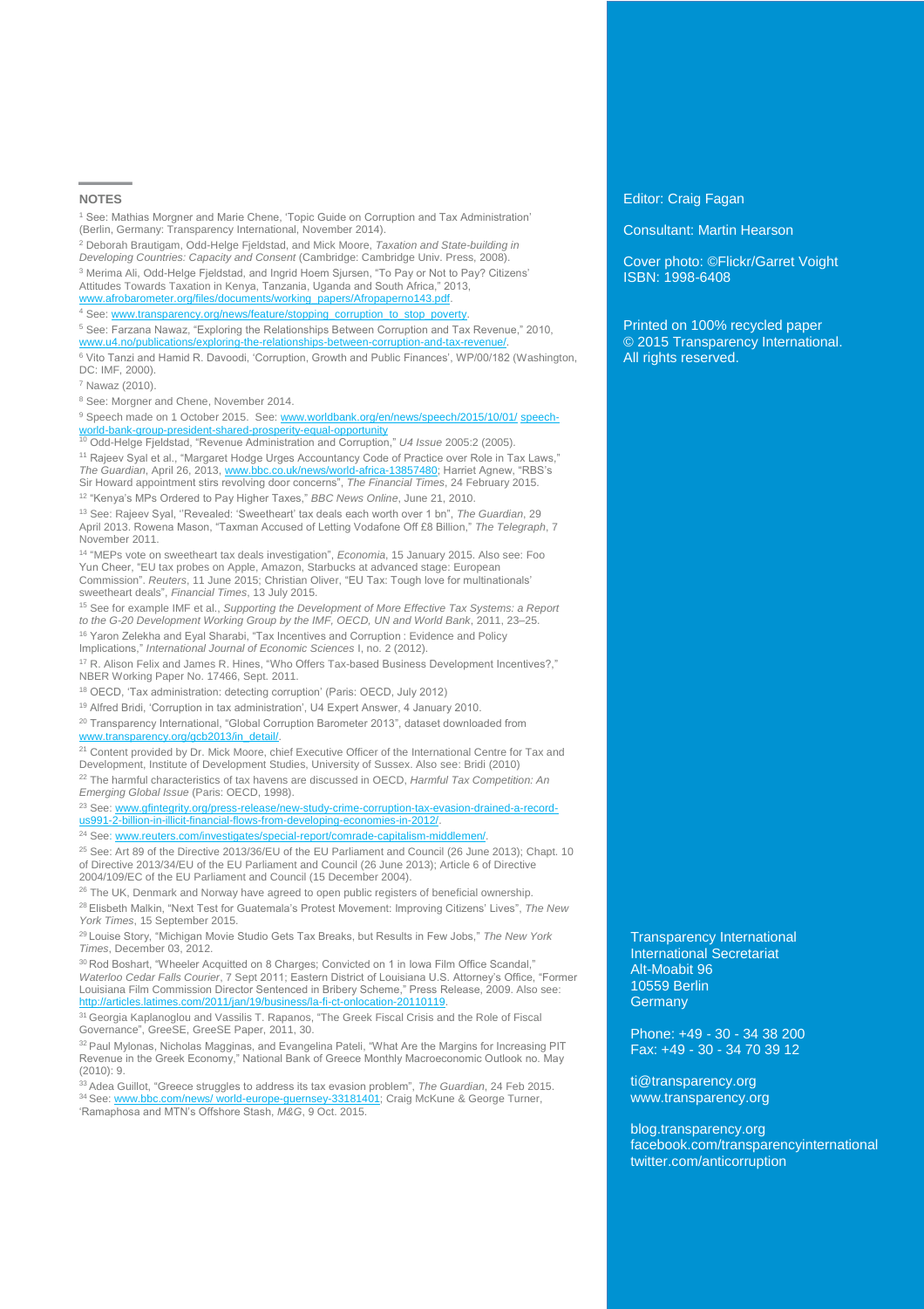## NOTES

[1] See: Mathias Morgner and Marie Chene, 'Topic Guide on Corruption and Tax Administration' (Berlin, Germany: Transparency International, November 2014).

[2] Deborah Brautigam, Odd-Helge Fjeldstad, and Mick Moore, *Taxation and State-building in Developing Countries: Capacity and Consent* (Cambridge: Cambridge Univ. Press, 2008).

[3] Merima Ali, Odd-Helge Fjeldstad, and Ingrid Hoem Sjursen, "To Pay or Not to Pay? Citizens' Attitudes Towards Taxation in Kenya, Tanzania, Uganda and South Africa," 2013, www.afrobarometer.org/files/documents/working_papers/Afropaperno143.pdf.

[4] See: www.transparency.org/news/feature/stopping_corruption_to_stop_poverty.

[5] See: Farzana Nawaz, "Exploring the Relationships Between Corruption and Tax Revenue," 2010, www.u4.no/publications/exploring-the-relationships-between-corruption-and-tax-revenue/.

[6] Vito Tanzi and Hamid R. Davoodi, 'Corruption, Growth and Public Finances', WP/00/182 (Washington, DC: IMF, 2000).

[7] Nawaz (2010).

[8] See: Morgner and Chene, November 2014.

[9] Speech made on 1 October 2015. See: www.worldbank.org/en/news/speech/2015/10/01/ speech-world-bank-group-president-shared-prosperity-equal-opportunity

[10] Odd-Helge Fjeldstad, "Revenue Administration and Corruption," *U4 Issue* 2005:2 (2005).

[11] Rajeev Syal et al., "Margaret Hodge Urges Accountancy Code of Practice over Role in Tax Laws," *The Guardian*, April 26, 2013, www.bbc.co.uk/news/world-africa-13857480; Harriet Agnew, "RBS's Sir Howard appointment stirs revolving door concerns", *The Financial Times*, 24 February 2015.

[12] "Kenya's MPs Ordered to Pay Higher Taxes," *BBC News Online*, June 21, 2010.

[13] See: Rajeev Syal, ''Revealed: 'Sweetheart' tax deals each worth over 1 bn", *The Guardian*, 29 April 2013. Rowena Mason, "Taxman Accused of Letting Vodafone Off £8 Billion," *The Telegraph*, 7 November 2011.

[14] "MEPs vote on sweetheart tax deals investigation", *Economia*, 15 January 2015. Also see: Foo Yun Cheer, "EU tax probes on Apple, Amazon, Starbucks at advanced stage: European Commission". *Reuters*, 11 June 2015; Christian Oliver, "EU Tax: Tough love for multinationals' sweetheart deals", *Financial Times*, 13 July 2015.

[15] See for example IMF et al., *Supporting the Development of More Effective Tax Systems: a Report to the G-20 Development Working Group by the IMF, OECD, UN and World Bank*, 2011, 23–25.

[16] Yaron Zelekha and Eyal Sharabi, "Tax Incentives and Corruption : Evidence and Policy Implications," *International Journal of Economic Sciences* I, no. 2 (2012).

[17] R. Alison Felix and James R. Hines, "Who Offers Tax-based Business Development Incentives?," NBER Working Paper No. 17466, Sept. 2011.

[18] OECD, 'Tax administration: detecting corruption' (Paris: OECD, July 2012)

[19] Alfred Bridi, 'Corruption in tax administration', U4 Expert Answer, 4 January 2010.

[20] Transparency International, "Global Corruption Barometer 2013", dataset downloaded from www.transparency.org/gcb2013/in_detail/.

[21] Content provided by Dr. Mick Moore, chief Executive Officer of the International Centre for Tax and Development, Institute of Development Studies, University of Sussex. Also see: Bridi (2010)

[22] The harmful characteristics of tax havens are discussed in OECD, *Harmful Tax Competition: An Emerging Global Issue* (Paris: OECD, 1998).

[23] See: www.gfintegrity.org/press-release/new-study-crime-corruption-tax-evasion-drained-a-record-us991-2-billion-in-illicit-financial-flows-from-developing-economies-in-2012/.

[24] See: www.reuters.com/investigates/special-report/comrade-capitalism-middlemen/.

[25] See: Art 89 of the Directive 2013/36/EU of the EU Parliament and Council (26 June 2013); Chapt. 10 of Directive 2013/34/EU of the EU Parliament and Council (26 June 2013); Article 6 of Directive 2004/109/EC of the EU Parliament and Council (15 December 2004).

[26] The UK, Denmark and Norway have agreed to open public registers of beneficial ownership.

[28] Elisbeth Malkin, "Next Test for Guatemala's Protest Movement: Improving Citizens' Lives", *The New York Times*, 15 September 2015.

[29] Louise Story, "Michigan Movie Studio Gets Tax Breaks, but Results in Few Jobs," *The New York Times*, December 03, 2012.

[30] Rod Boshart, "Wheeler Acquitted on 8 Charges; Convicted on 1 in Iowa Film Office Scandal," *Waterloo Cedar Falls Courier*, 7 Sept 2011; Eastern District of Louisiana U.S. Attorney's Office, "Former Louisiana Film Commission Director Sentenced in Bribery Scheme," Press Release, 2009. Also see: http://articles.latimes.com/2011/jan/19/business/la-fi-ct-onlocation-20110119.

[31] Georgia Kaplanoglou and Vassilis T. Rapanos, "The Greek Fiscal Crisis and the Role of Fiscal Governance", GreeSE, GreeSE Paper, 2011, 30.

[32] Paul Mylonas, Nicholas Magginas, and Evangelina Pateli, "What Are the Margins for Increasing PIT Revenue in the Greek Economy," National Bank of Greece Monthly Macroeconomic Outlook no. May (2010): 9.

[33] Adea Guillot, "Greece struggles to address its tax evasion problem", *The Guardian*, 24 Feb 2015.

[34] See: www.bbc.com/news/ world-europe-guernsey-33181401; Craig McKune & George Turner, 'Ramaphosa and MTN's Offshore Stash, *M&G*, 9 Oct. 2015.

Editor: Craig Fagan

Consultant: Martin Hearson

Cover photo: ©Flickr/Garret Voight
ISBN: 1998-6408

Printed on 100% recycled paper
© 2015 Transparency International. All rights reserved.

Transparency International
International Secretariat
Alt-Moabit 96
10559 Berlin
Germany

Phone: +49 - 30 - 34 38 200
Fax: +49 - 30 - 34 70 39 12

ti@transparency.org
www.transparency.org

blog.transparency.org
facebook.com/transparencyinternational
twitter.com/anticorruption